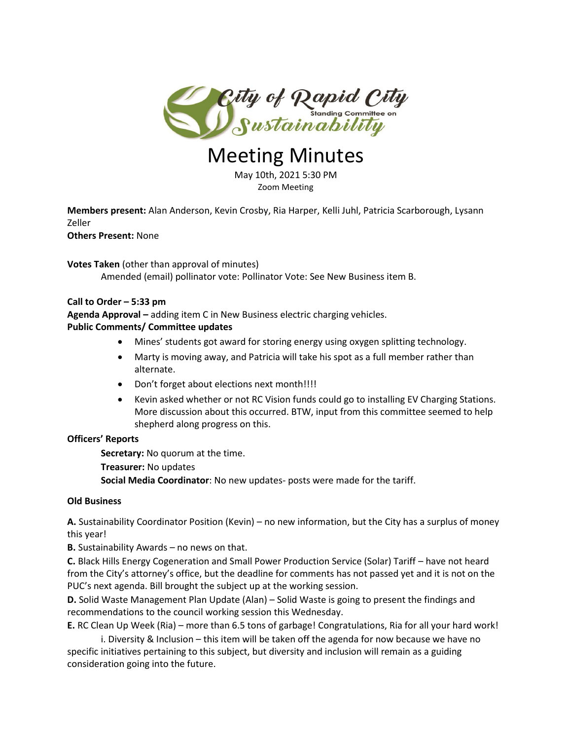City of Rapid City Standing Committee on Sustainability

# Meeting Minutes

May 10th, 2021 5:30 PM
Zoom Meeting

**Members present:** Alan Anderson, Kevin Crosby, Ria Harper, Kelli Juhl, Patricia Scarborough, Lysann Zeller
**Others Present:** None

**Votes Taken** (other than approval of minutes)
Amended (email) pollinator vote: Pollinator Vote: See New Business item B.

**Call to Order – 5:33 pm**
**Agenda Approval –** adding item C in New Business electric charging vehicles.
**Public Comments/ Committee updates**

- Mines' students got award for storing energy using oxygen splitting technology.
- Marty is moving away, and Patricia will take his spot as a full member rather than alternate.
- Don't forget about elections next month!!!!
- Kevin asked whether or not RC Vision funds could go to installing EV Charging Stations. More discussion about this occurred. BTW, input from this committee seemed to help shepherd along progress on this.

**Officers' Reports**

**Secretary:** No quorum at the time.
**Treasurer:** No updates
**Social Media Coordinator**: No new updates- posts were made for the tariff.

**Old Business**

**A.** Sustainability Coordinator Position (Kevin) – no new information, but the City has a surplus of money this year!

**B.** Sustainability Awards – no news on that.

**C.** Black Hills Energy Cogeneration and Small Power Production Service (Solar) Tariff – have not heard from the City's attorney's office, but the deadline for comments has not passed yet and it is not on the PUC's next agenda. Bill brought the subject up at the working session.

**D.** Solid Waste Management Plan Update (Alan) – Solid Waste is going to present the findings and recommendations to the council working session this Wednesday.

**E.** RC Clean Up Week (Ria) – more than 6.5 tons of garbage! Congratulations, Ria for all your hard work!

i. Diversity & Inclusion – this item will be taken off the agenda for now because we have no specific initiatives pertaining to this subject, but diversity and inclusion will remain as a guiding consideration going into the future.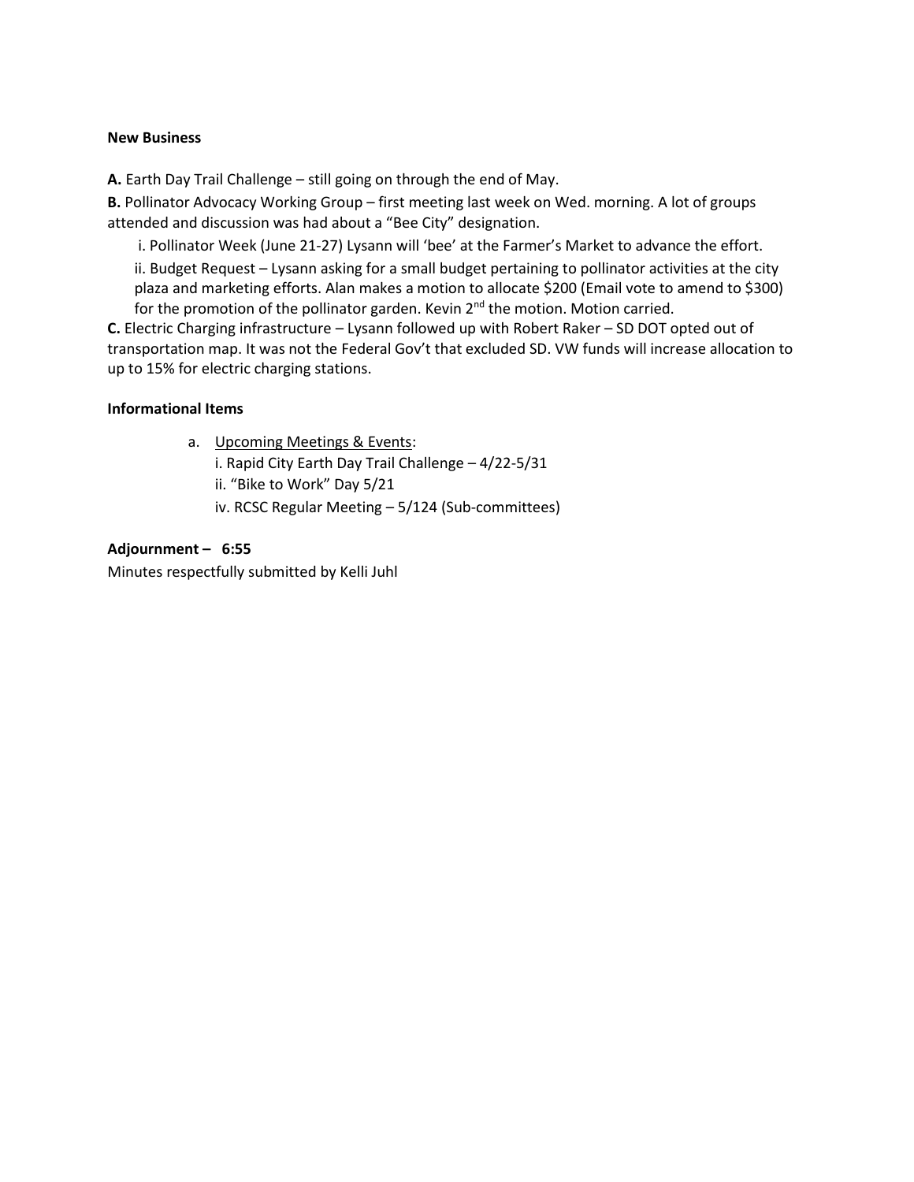**New Business**

**A.** Earth Day Trail Challenge – still going on through the end of May.

**B.** Pollinator Advocacy Working Group – first meeting last week on Wed. morning. A lot of groups attended and discussion was had about a "Bee City" designation.

i. Pollinator Week (June 21-27) Lysann will 'bee' at the Farmer's Market to advance the effort.

ii. Budget Request – Lysann asking for a small budget pertaining to pollinator activities at the city plaza and marketing efforts. Alan makes a motion to allocate $200 (Email vote to amend to $300) for the promotion of the pollinator garden. Kevin 2nd the motion. Motion carried.

**C.** Electric Charging infrastructure – Lysann followed up with Robert Raker – SD DOT opted out of transportation map. It was not the Federal Gov't that excluded SD. VW funds will increase allocation to up to 15% for electric charging stations.

**Informational Items**

a. Upcoming Meetings & Events:
   i. Rapid City Earth Day Trail Challenge – 4/22-5/31
   ii. "Bike to Work" Day 5/21
   iv. RCSC Regular Meeting – 5/124 (Sub-committees)

**Adjournment – 6:55**

Minutes respectfully submitted by Kelli Juhl